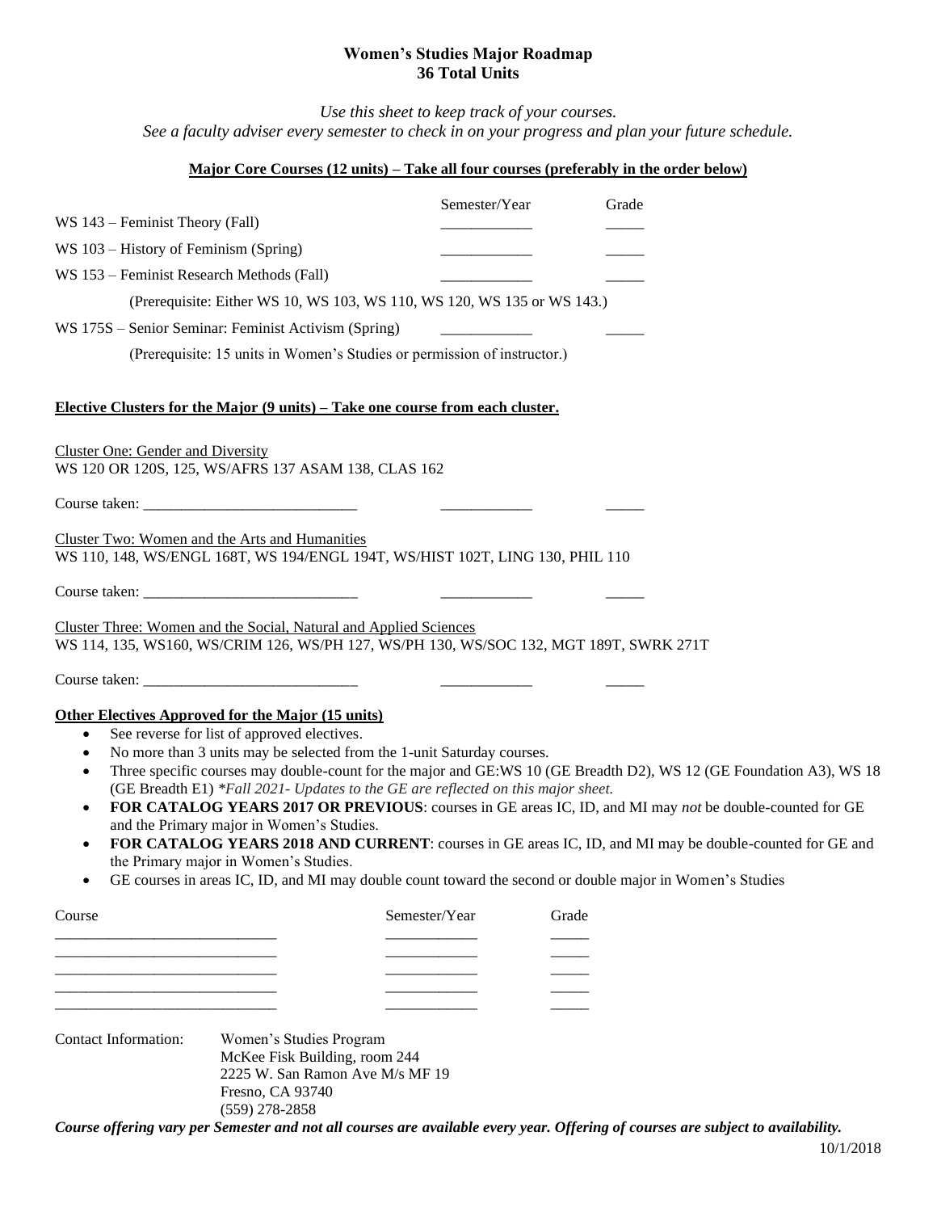# Women's Studies Major Roadmap
## 36 Total Units

*Use this sheet to keep track of your courses.*
*See a faculty adviser every semester to check in on your progress and plan your future schedule.*

**Major Core Courses (12 units) – Take all four courses (preferably in the order below)**

| Course | Semester/Year | Grade |
|---|---|---|
| WS 143 – Feminist Theory (Fall) | ___________ | _____ |
| WS 103 – History of Feminism (Spring) | ___________ | _____ |
| WS 153 – Feminist Research Methods (Fall) | ___________ | _____ |
| (Prerequisite: Either WS 10, WS 103, WS 110, WS 120, WS 135 or WS 143.) | | |
| WS 175S – Senior Seminar: Feminist Activism (Spring) | ___________ | _____ |
| (Prerequisite: 15 units in Women's Studies or permission of instructor.) | | |

**Elective Clusters for the Major (9 units) – Take one course from each cluster.**

Cluster One: Gender and Diversity
WS 120 OR 120S, 125, WS/AFRS 137 ASAM 138, CLAS 162

Course taken: ___________________________ ___________ _____

Cluster Two: Women and the Arts and Humanities
WS 110, 148, WS/ENGL 168T, WS 194/ENGL 194T, WS/HIST 102T, LING 130, PHIL 110

Course taken: ___________________________ ___________ _____

Cluster Three: Women and the Social, Natural and Applied Sciences
WS 114, 135, WS160, WS/CRIM 126, WS/PH 127, WS/PH 130, WS/SOC 132, MGT 189T, SWRK 271T

Course taken: ___________________________ ___________ _____

**Other Electives Approved for the Major (15 units)**

- See reverse for list of approved electives.
- No more than 3 units may be selected from the 1-unit Saturday courses.
- Three specific courses may double-count for the major and GE:WS 10 (GE Breadth D2), WS 12 (GE Foundation A3), WS 18 (GE Breadth E1) *\*Fall 2021- Updates to the GE are reflected on this major sheet.*
- **FOR CATALOG YEARS 2017 OR PREVIOUS**: courses in GE areas IC, ID, and MI may *not* be double-counted for GE and the Primary major in Women's Studies.
- **FOR CATALOG YEARS 2018 AND CURRENT**: courses in GE areas IC, ID, and MI may be double-counted for GE and the Primary major in Women's Studies.
- GE courses in areas IC, ID, and MI may double count toward the second or double major in Women's Studies

| Course | Semester/Year | Grade |
|---|---|---|
| ___________________________ | ___________ | _____ |
| ___________________________ | ___________ | _____ |
| ___________________________ | ___________ | _____ |
| ___________________________ | ___________ | _____ |
| ___________________________ | ___________ | _____ |

Contact Information: Women's Studies Program
McKee Fisk Building, room 244
2225 W. San Ramon Ave M/s MF 19
Fresno, CA 93740
(559) 278-2858

***Course offering vary per Semester and not all courses are available every year. Offering of courses are subject to availability.***

10/1/2018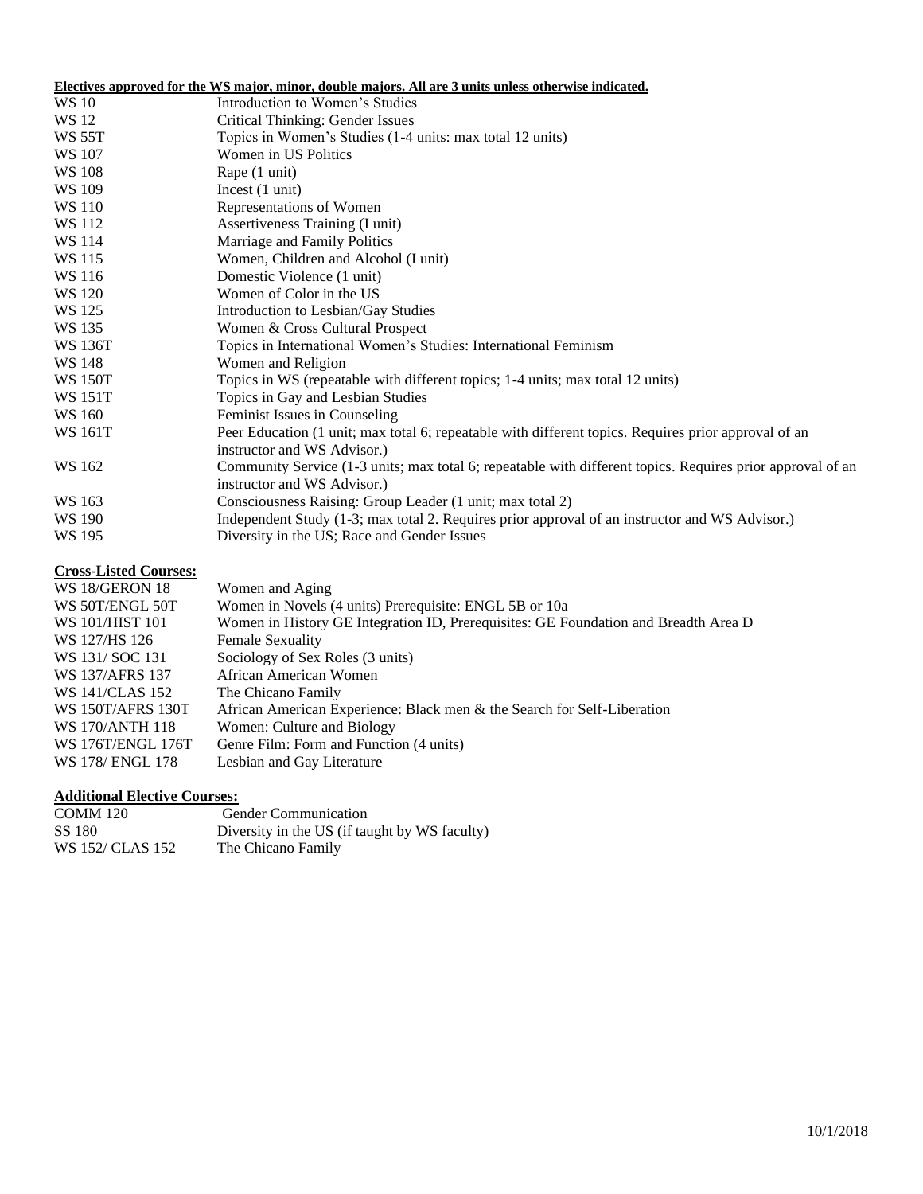**Electives approved for the WS major, minor, double majors. All are 3 units unless otherwise indicated.**

| | |
|---|---|
| WS 10 | Introduction to Women's Studies |
| WS 12 | Critical Thinking: Gender Issues |
| WS 55T | Topics in Women's Studies (1-4 units: max total 12 units) |
| WS 107 | Women in US Politics |
| WS 108 | Rape (1 unit) |
| WS 109 | Incest (1 unit) |
| WS 110 | Representations of Women |
| WS 112 | Assertiveness Training (I unit) |
| WS 114 | Marriage and Family Politics |
| WS 115 | Women, Children and Alcohol (I unit) |
| WS 116 | Domestic Violence (1 unit) |
| WS 120 | Women of Color in the US |
| WS 125 | Introduction to Lesbian/Gay Studies |
| WS 135 | Women & Cross Cultural Prospect |
| WS 136T | Topics in International Women's Studies: International Feminism |
| WS 148 | Women and Religion |
| WS 150T | Topics in WS (repeatable with different topics; 1-4 units; max total 12 units) |
| WS 151T | Topics in Gay and Lesbian Studies |
| WS 160 | Feminist Issues in Counseling |
| WS 161T | Peer Education (1 unit; max total 6; repeatable with different topics. Requires prior approval of an instructor and WS Advisor.) |
| WS 162 | Community Service (1-3 units; max total 6; repeatable with different topics. Requires prior approval of an instructor and WS Advisor.) |
| WS 163 | Consciousness Raising: Group Leader (1 unit; max total 2) |
| WS 190 | Independent Study (1-3; max total 2. Requires prior approval of an instructor and WS Advisor.) |
| WS 195 | Diversity in the US; Race and Gender Issues |

**Cross-Listed Courses:**

| | |
|---|---|
| WS 18/GERON 18 | Women and Aging |
| WS 50T/ENGL 50T | Women in Novels (4 units) Prerequisite: ENGL 5B or 10a |
| WS 101/HIST 101 | Women in History GE Integration ID, Prerequisites: GE Foundation and Breadth Area D |
| WS 127/HS 126 | Female Sexuality |
| WS 131/ SOC 131 | Sociology of Sex Roles (3 units) |
| WS 137/AFRS 137 | African American Women |
| WS 141/CLAS 152 | The Chicano Family |
| WS 150T/AFRS 130T | African American Experience: Black men & the Search for Self-Liberation |
| WS 170/ANTH 118 | Women: Culture and Biology |
| WS 176T/ENGL 176T | Genre Film: Form and Function (4 units) |
| WS 178/ ENGL 178 | Lesbian and Gay Literature |

**Additional Elective Courses:**

| | |
|---|---|
| COMM 120 | Gender Communication |
| SS 180 | Diversity in the US (if taught by WS faculty) |
| WS 152/ CLAS 152 | The Chicano Family |

10/1/2018